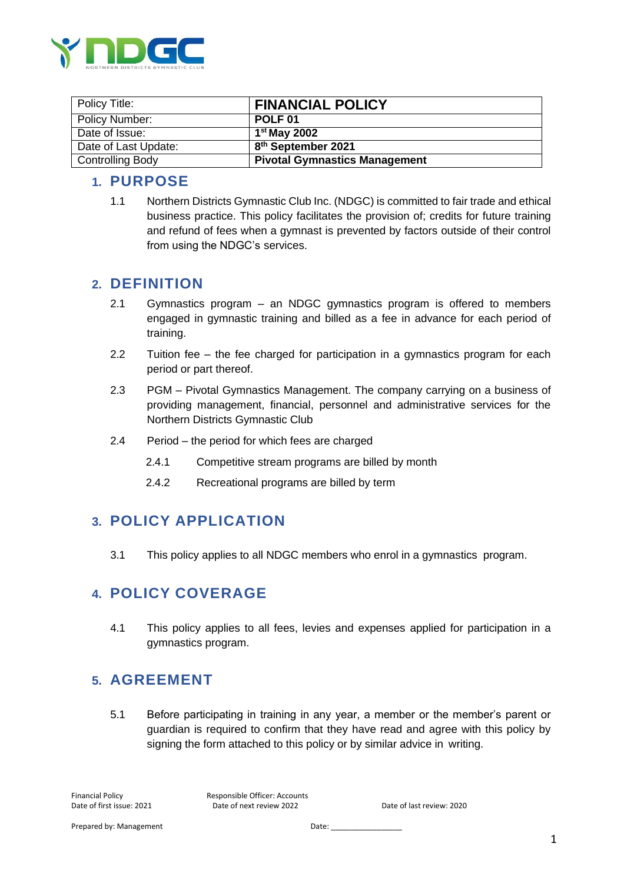| Policy Title: | **FINANCIAL POLICY** |
|---|---|
| Policy Number: | **POLF 01** |
| Date of Issue: | **1st May 2002** |
| Date of Last Update: | **8th September 2021** |
| Controlling Body | **Pivotal Gymnastics Management** |

## 1. PURPOSE

1.1 Northern Districts Gymnastic Club Inc. (NDGC) is committed to fair trade and ethical business practice. This policy facilitates the provision of; credits for future training and refund of fees when a gymnast is prevented by factors outside of their control from using the NDGC's services.

## 2. DEFINITION

2.1 Gymnastics program – an NDGC gymnastics program is offered to members engaged in gymnastic training and billed as a fee in advance for each period of training.

2.2 Tuition fee – the fee charged for participation in a gymnastics program for each period or part thereof.

2.3 PGM – Pivotal Gymnastics Management. The company carrying on a business of providing management, financial, personnel and administrative services for the Northern Districts Gymnastic Club

2.4 Period – the period for which fees are charged

2.4.1 Competitive stream programs are billed by month

2.4.2 Recreational programs are billed by term

## 3. POLICY APPLICATION

3.1 This policy applies to all NDGC members who enrol in a gymnastics program.

## 4. POLICY COVERAGE

4.1 This policy applies to all fees, levies and expenses applied for participation in a gymnastics program.

## 5. AGREEMENT

5.1 Before participating in training in any year, a member or the member's parent or guardian is required to confirm that they have read and agree with this policy by signing the form attached to this policy or by similar advice in writing.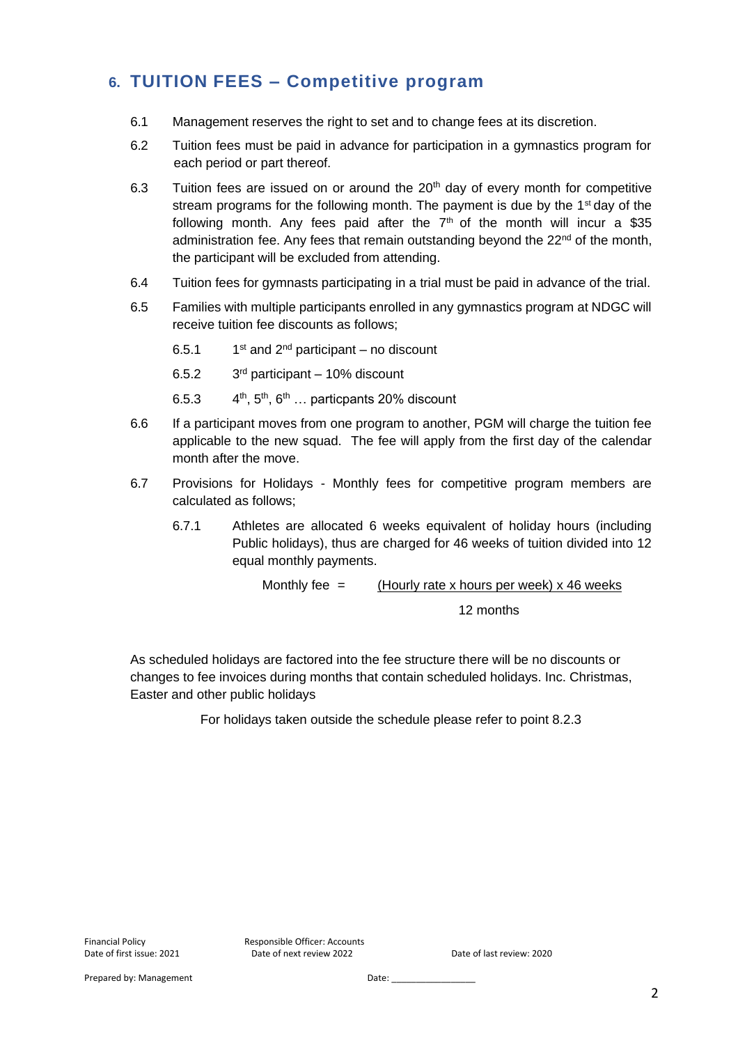## 6. TUITION FEES – Competitive program

6.1 Management reserves the right to set and to change fees at its discretion.

6.2 Tuition fees must be paid in advance for participation in a gymnastics program for each period or part thereof.

6.3 Tuition fees are issued on or around the 20th day of every month for competitive stream programs for the following month. The payment is due by the 1st day of the following month. Any fees paid after the 7th of the month will incur a $35 administration fee. Any fees that remain outstanding beyond the 22nd of the month, the participant will be excluded from attending.

6.4 Tuition fees for gymnasts participating in a trial must be paid in advance of the trial.

6.5 Families with multiple participants enrolled in any gymnastics program at NDGC will receive tuition fee discounts as follows;

- 6.5.1 1st and 2nd participant – no discount
- 6.5.2 3rd participant – 10% discount
- 6.5.3 4th, 5th, 6th … particpants 20% discount

6.6 If a participant moves from one program to another, PGM will charge the tuition fee applicable to the new squad. The fee will apply from the first day of the calendar month after the move.

6.7 Provisions for Holidays - Monthly fees for competitive program members are calculated as follows;

- 6.7.1 Athletes are allocated 6 weeks equivalent of holiday hours (including Public holidays), thus are charged for 46 weeks of tuition divided into 12 equal monthly payments.

$$\text{Monthly fee} = \frac{(\text{Hourly rate x hours per week}) \text{ x } 46 \text{ weeks}}{12 \text{ months}}$$

As scheduled holidays are factored into the fee structure there will be no discounts or changes to fee invoices during months that contain scheduled holidays. Inc. Christmas, Easter and other public holidays

For holidays taken outside the schedule please refer to point 8.2.3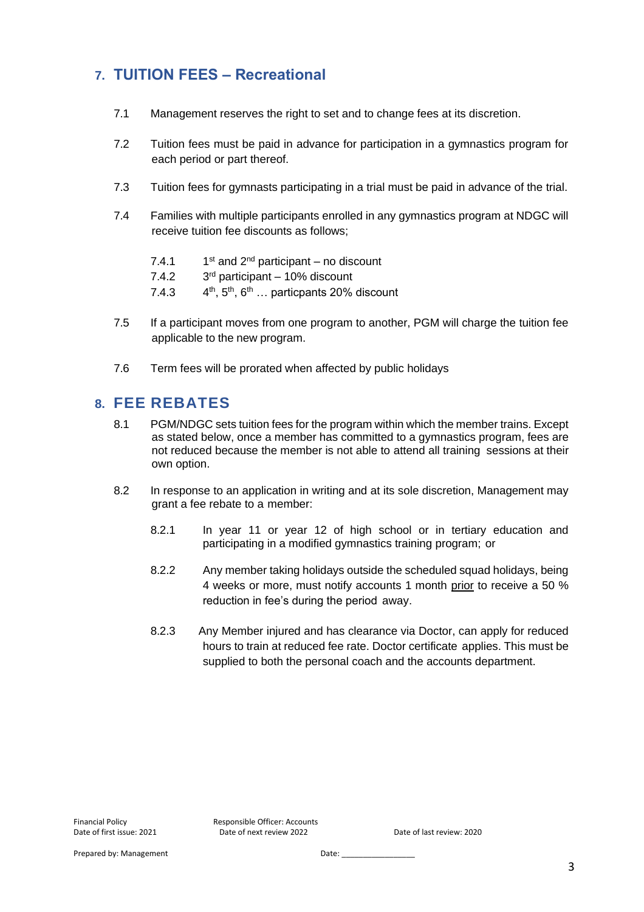## 7. TUITION FEES – Recreational

7.1 Management reserves the right to set and to change fees at its discretion.

7.2 Tuition fees must be paid in advance for participation in a gymnastics program for each period or part thereof.

7.3 Tuition fees for gymnasts participating in a trial must be paid in advance of the trial.

7.4 Families with multiple participants enrolled in any gymnastics program at NDGC will receive tuition fee discounts as follows;

- 7.4.1 1st and 2nd participant – no discount
- 7.4.2 3rd participant – 10% discount
- 7.4.3 4th, 5th, 6th … particpants 20% discount

7.5 If a participant moves from one program to another, PGM will charge the tuition fee applicable to the new program.

7.6 Term fees will be prorated when affected by public holidays

## 8. FEE REBATES

8.1 PGM/NDGC sets tuition fees for the program within which the member trains. Except as stated below, once a member has committed to a gymnastics program, fees are not reduced because the member is not able to attend all training sessions at their own option.

8.2 In response to an application in writing and at its sole discretion, Management may grant a fee rebate to a member:

- 8.2.1 In year 11 or year 12 of high school or in tertiary education and participating in a modified gymnastics training program; or

- 8.2.2 Any member taking holidays outside the scheduled squad holidays, being 4 weeks or more, must notify accounts 1 month <u>prior</u> to receive a 50 % reduction in fee's during the period away.

- 8.2.3 Any Member injured and has clearance via Doctor, can apply for reduced hours to train at reduced fee rate. Doctor certificate applies. This must be supplied to both the personal coach and the accounts department.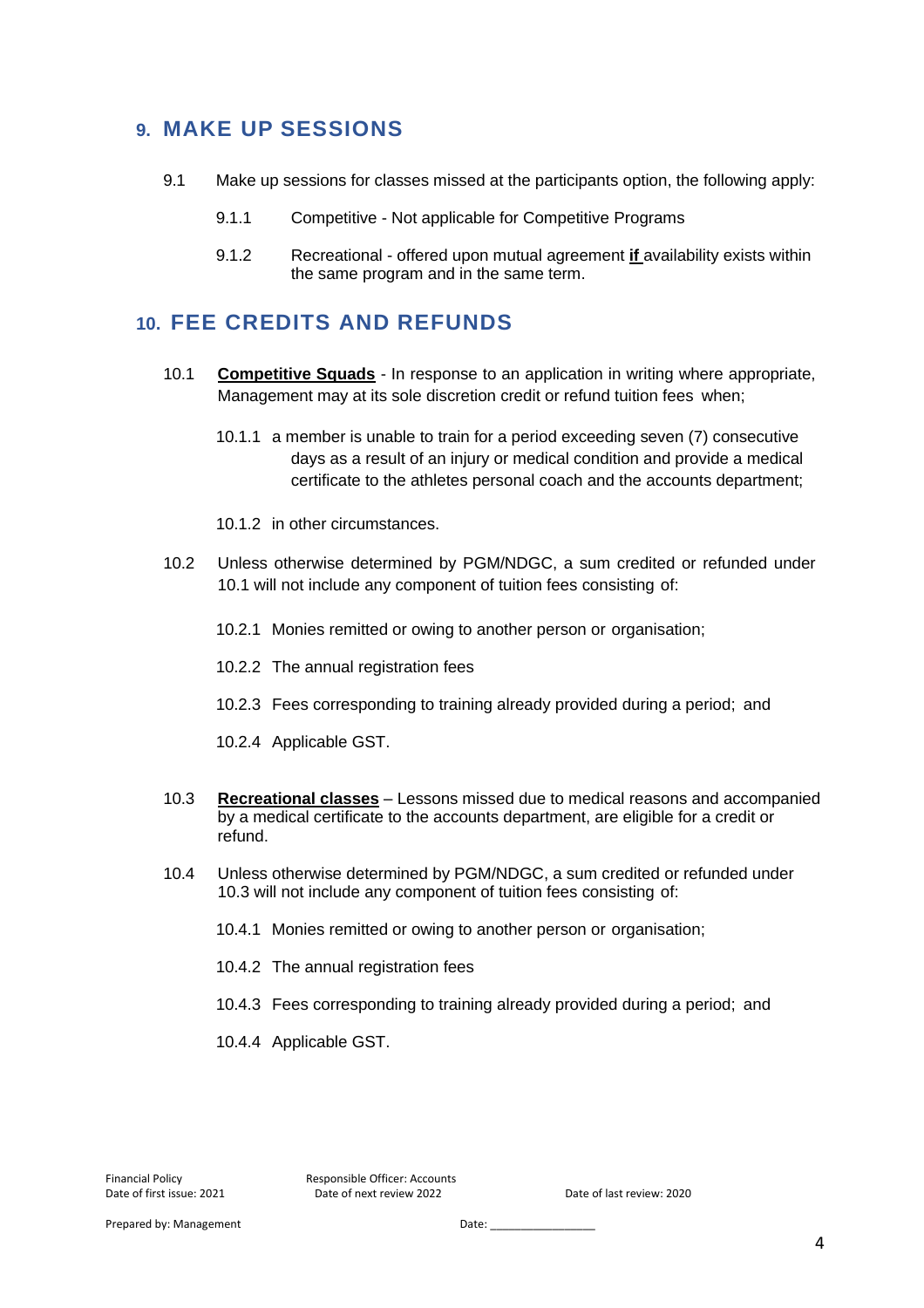## 9. MAKE UP SESSIONS

9.1 Make up sessions for classes missed at the participants option, the following apply:

9.1.1 Competitive - Not applicable for Competitive Programs

9.1.2 Recreational - offered upon mutual agreement **if** availability exists within the same program and in the same term.

## 10. FEE CREDITS AND REFUNDS

10.1 **Competitive Squads** - In response to an application in writing where appropriate, Management may at its sole discretion credit or refund tuition fees when;

10.1.1 a member is unable to train for a period exceeding seven (7) consecutive days as a result of an injury or medical condition and provide a medical certificate to the athletes personal coach and the accounts department;

10.1.2 in other circumstances.

10.2 Unless otherwise determined by PGM/NDGC, a sum credited or refunded under 10.1 will not include any component of tuition fees consisting of:

10.2.1 Monies remitted or owing to another person or organisation;

10.2.2 The annual registration fees

10.2.3 Fees corresponding to training already provided during a period; and

10.2.4 Applicable GST.

10.3 **Recreational classes** – Lessons missed due to medical reasons and accompanied by a medical certificate to the accounts department, are eligible for a credit or refund.

10.4 Unless otherwise determined by PGM/NDGC, a sum credited or refunded under 10.3 will not include any component of tuition fees consisting of:

10.4.1 Monies remitted or owing to another person or organisation;

10.4.2 The annual registration fees

10.4.3 Fees corresponding to training already provided during a period; and

10.4.4 Applicable GST.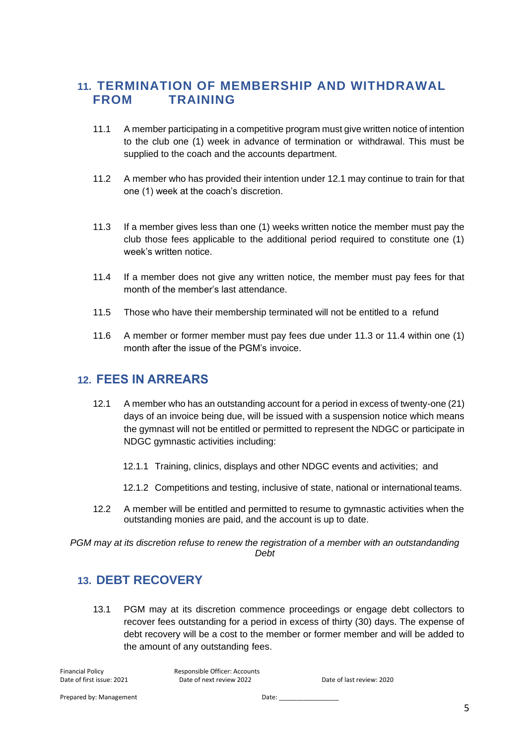## 11. TERMINATION OF MEMBERSHIP AND WITHDRAWAL FROM TRAINING

11.1 A member participating in a competitive program must give written notice of intention to the club one (1) week in advance of termination or withdrawal. This must be supplied to the coach and the accounts department.

11.2 A member who has provided their intention under 12.1 may continue to train for that one (1) week at the coach's discretion.

11.3 If a member gives less than one (1) weeks written notice the member must pay the club those fees applicable to the additional period required to constitute one (1) week's written notice.

11.4 If a member does not give any written notice, the member must pay fees for that month of the member's last attendance.

11.5 Those who have their membership terminated will not be entitled to a refund

11.6 A member or former member must pay fees due under 11.3 or 11.4 within one (1) month after the issue of the PGM's invoice.

## 12. FEES IN ARREARS

12.1 A member who has an outstanding account for a period in excess of twenty-one (21) days of an invoice being due, will be issued with a suspension notice which means the gymnast will not be entitled or permitted to represent the NDGC or participate in NDGC gymnastic activities including:

12.1.1 Training, clinics, displays and other NDGC events and activities; and

12.1.2 Competitions and testing, inclusive of state, national or international teams.

12.2 A member will be entitled and permitted to resume to gymnastic activities when the outstanding monies are paid, and the account is up to date.

*PGM may at its discretion refuse to renew the registration of a member with an outstandanding Debt*

## 13. DEBT RECOVERY

13.1 PGM may at its discretion commence proceedings or engage debt collectors to recover fees outstanding for a period in excess of thirty (30) days. The expense of debt recovery will be a cost to the member or former member and will be added to the amount of any outstanding fees.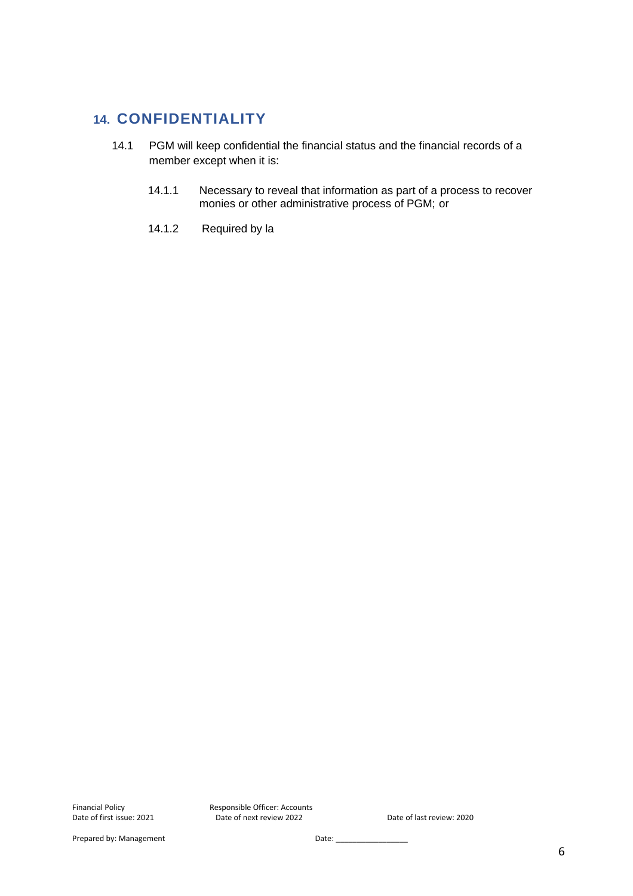## 14. CONFIDENTIALITY

14.1 PGM will keep confidential the financial status and the financial records of a member except when it is:

14.1.1 Necessary to reveal that information as part of a process to recover monies or other administrative process of PGM; or

14.1.2 Required by la